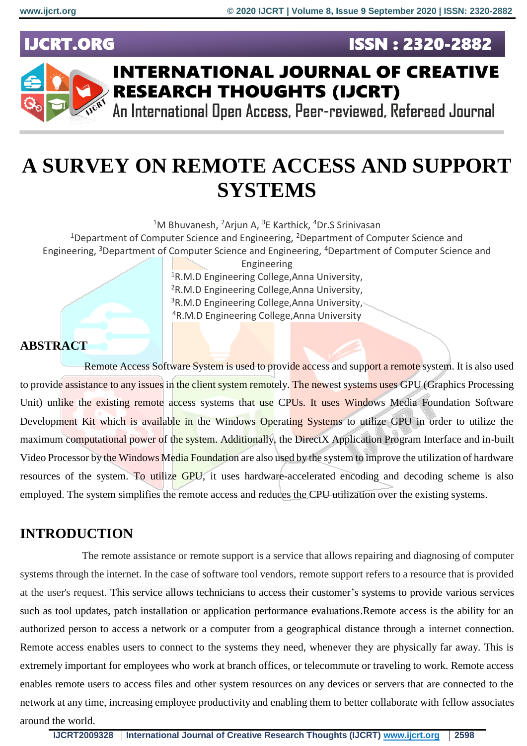# A SURVEY ON REMOTE ACCESS AND SUPPORT SYSTEMS

[1]M Bhuvanesh, [2]Arjun A, [3]E Karthick, [4]Dr.S Srinivasan

[1]Department of Computer Science and Engineering, [2]Department of Computer Science and Engineering, [3]Department of Computer Science and Engineering, [4]Department of Computer Science and Engineering

[1]R.M.D Engineering College,Anna University,
[2]R.M.D Engineering College,Anna University,
[3]R.M.D Engineering College,Anna University,
[4]R.M.D Engineering College,Anna University

## ABSTRACT

Remote Access Software System is used to provide access and support a remote system. It is also used to provide assistance to any issues in the client system remotely. The newest systems uses GPU (Graphics Processing Unit) unlike the existing remote access systems that use CPUs. It uses Windows Media Foundation Software Development Kit which is available in the Windows Operating Systems to utilize GPU in order to utilize the maximum computational power of the system. Additionally, the DirectX Application Program Interface and in-built Video Processor by the Windows Media Foundation are also used by the system to improve the utilization of hardware resources of the system. To utilize GPU, it uses hardware-accelerated encoding and decoding scheme is also employed. The system simplifies the remote access and reduces the CPU utilization over the existing systems.

## INTRODUCTION

The remote assistance or remote support is a service that allows repairing and diagnosing of computer systems through the internet. In the case of software tool vendors, remote support refers to a resource that is provided at the user's request. This service allows technicians to access their customer's systems to provide various services such as tool updates, patch installation or application performance evaluations.Remote access is the ability for an authorized person to access a network or a computer from a geographical distance through a internet connection. Remote access enables users to connect to the systems they need, whenever they are physically far away. This is extremely important for employees who work at branch offices, or telecommute or traveling to work. Remote access enables remote users to access files and other system resources on any devices or servers that are connected to the network at any time, increasing employee productivity and enabling them to better collaborate with fellow associates around the world.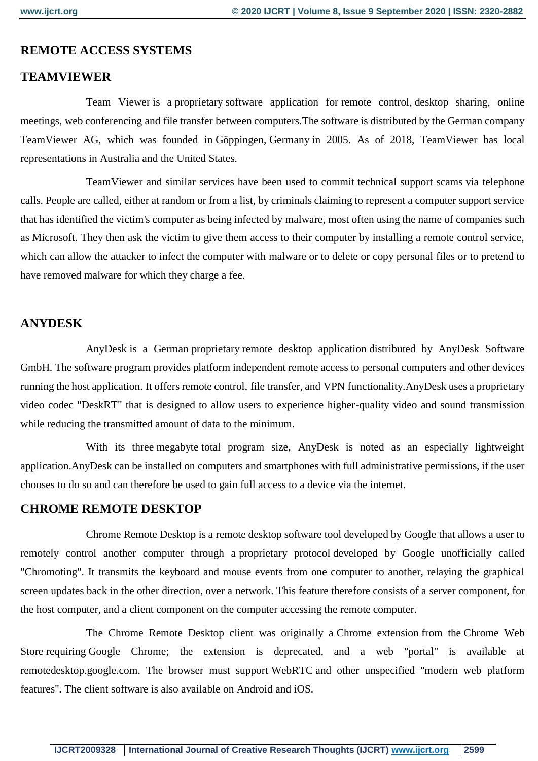## REMOTE ACCESS SYSTEMS

## TEAMVIEWER

Team Viewer is a proprietary software application for remote control, desktop sharing, online meetings, web conferencing and file transfer between computers.The software is distributed by the German company TeamViewer AG, which was founded in Göppingen, Germany in 2005. As of 2018, TeamViewer has local representations in Australia and the United States.

TeamViewer and similar services have been used to commit technical support scams via telephone calls. People are called, either at random or from a list, by criminals claiming to represent a computer support service that has identified the victim's computer as being infected by malware, most often using the name of companies such as Microsoft. They then ask the victim to give them access to their computer by installing a remote control service, which can allow the attacker to infect the computer with malware or to delete or copy personal files or to pretend to have removed malware for which they charge a fee.

## ANYDESK

AnyDesk is a German proprietary remote desktop application distributed by AnyDesk Software GmbH. The software program provides platform independent remote access to personal computers and other devices running the host application. It offers remote control, file transfer, and VPN functionality.AnyDesk uses a proprietary video codec "DeskRT" that is designed to allow users to experience higher-quality video and sound transmission while reducing the transmitted amount of data to the minimum.

With its three megabyte total program size, AnyDesk is noted as an especially lightweight application.AnyDesk can be installed on computers and smartphones with full administrative permissions, if the user chooses to do so and can therefore be used to gain full access to a device via the internet.

## CHROME REMOTE DESKTOP

Chrome Remote Desktop is a remote desktop software tool developed by Google that allows a user to remotely control another computer through a proprietary protocol developed by Google unofficially called "Chromoting". It transmits the keyboard and mouse events from one computer to another, relaying the graphical screen updates back in the other direction, over a network. This feature therefore consists of a server component, for the host computer, and a client component on the computer accessing the remote computer.

The Chrome Remote Desktop client was originally a Chrome extension from the Chrome Web Store requiring Google Chrome; the extension is deprecated, and a web "portal" is available at remotedesktop.google.com. The browser must support WebRTC and other unspecified "modern web platform features". The client software is also available on Android and iOS.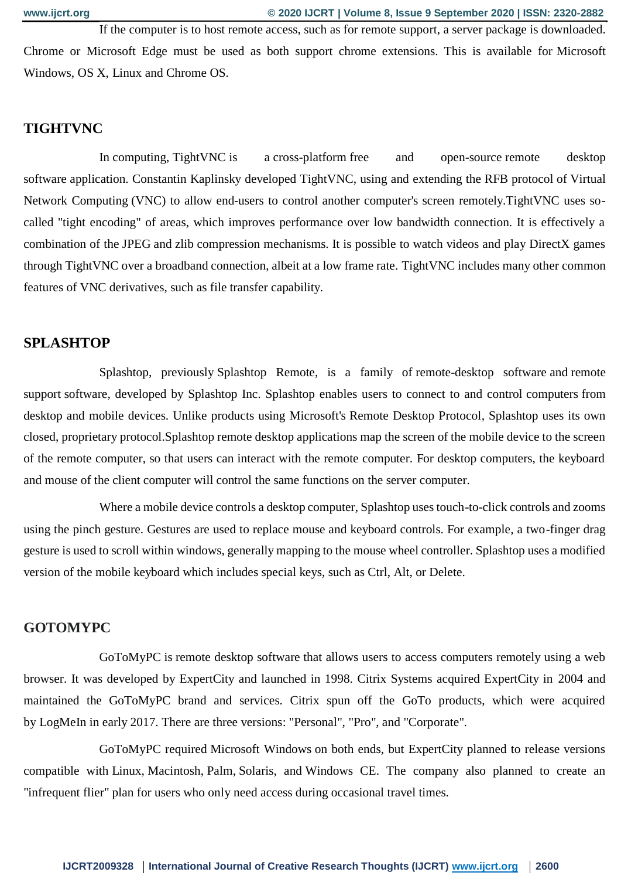If the computer is to host remote access, such as for remote support, a server package is downloaded. Chrome or Microsoft Edge must be used as both support chrome extensions. This is available for Microsoft Windows, OS X, Linux and Chrome OS.

## TIGHTVNC

In computing, TightVNC is a cross-platform free and open-source remote desktop software application. Constantin Kaplinsky developed TightVNC, using and extending the RFB protocol of Virtual Network Computing (VNC) to allow end-users to control another computer's screen remotely.TightVNC uses so-called "tight encoding" of areas, which improves performance over low bandwidth connection. It is effectively a combination of the JPEG and zlib compression mechanisms. It is possible to watch videos and play DirectX games through TightVNC over a broadband connection, albeit at a low frame rate. TightVNC includes many other common features of VNC derivatives, such as file transfer capability.

## SPLASHTOP

Splashtop, previously Splashtop Remote, is a family of remote-desktop software and remote support software, developed by Splashtop Inc. Splashtop enables users to connect to and control computers from desktop and mobile devices. Unlike products using Microsoft's Remote Desktop Protocol, Splashtop uses its own closed, proprietary protocol.Splashtop remote desktop applications map the screen of the mobile device to the screen of the remote computer, so that users can interact with the remote computer. For desktop computers, the keyboard and mouse of the client computer will control the same functions on the server computer.

Where a mobile device controls a desktop computer, Splashtop uses touch-to-click controls and zooms using the pinch gesture. Gestures are used to replace mouse and keyboard controls. For example, a two-finger drag gesture is used to scroll within windows, generally mapping to the mouse wheel controller. Splashtop uses a modified version of the mobile keyboard which includes special keys, such as Ctrl, Alt, or Delete.

## GOTOMYPC

GoToMyPC is remote desktop software that allows users to access computers remotely using a web browser. It was developed by ExpertCity and launched in 1998. Citrix Systems acquired ExpertCity in 2004 and maintained the GoToMyPC brand and services. Citrix spun off the GoTo products, which were acquired by LogMeIn in early 2017. There are three versions: "Personal", "Pro", and "Corporate".

GoToMyPC required Microsoft Windows on both ends, but ExpertCity planned to release versions compatible with Linux, Macintosh, Palm, Solaris, and Windows CE. The company also planned to create an "infrequent flier" plan for users who only need access during occasional travel times.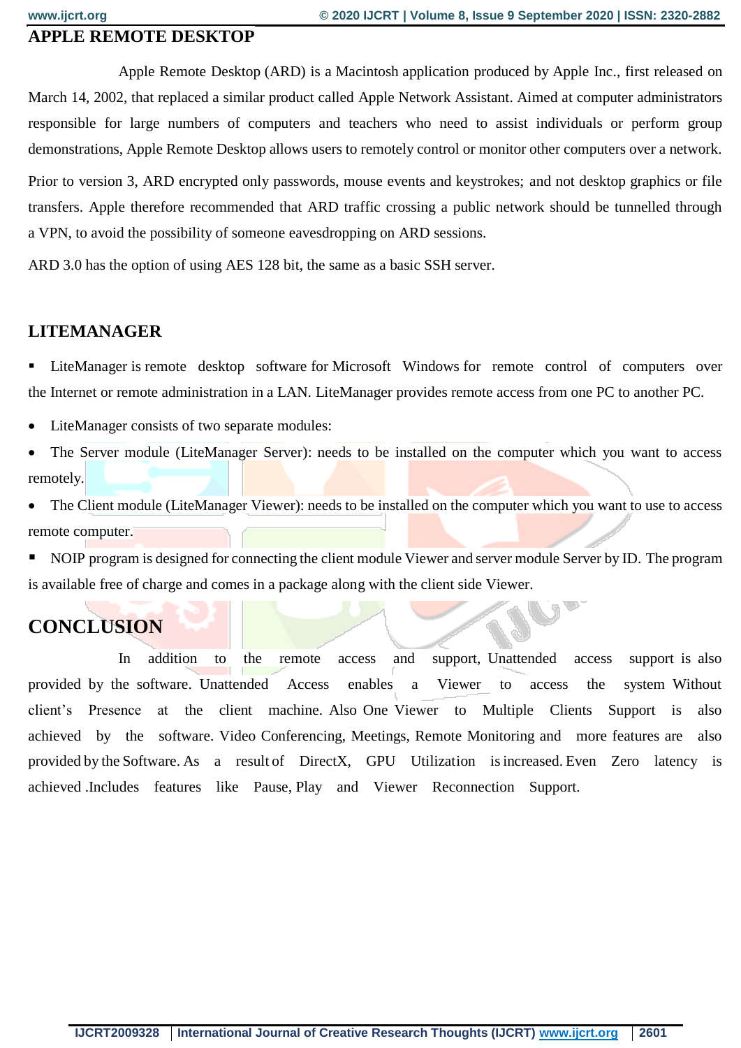## APPLE REMOTE DESKTOP

Apple Remote Desktop (ARD) is a Macintosh application produced by Apple Inc., first released on March 14, 2002, that replaced a similar product called Apple Network Assistant. Aimed at computer administrators responsible for large numbers of computers and teachers who need to assist individuals or perform group demonstrations, Apple Remote Desktop allows users to remotely control or monitor other computers over a network.

Prior to version 3, ARD encrypted only passwords, mouse events and keystrokes; and not desktop graphics or file transfers. Apple therefore recommended that ARD traffic crossing a public network should be tunnelled through a VPN, to avoid the possibility of someone eavesdropping on ARD sessions.

ARD 3.0 has the option of using AES 128 bit, the same as a basic SSH server.

## LITEMANAGER

- LiteManager is remote desktop software for Microsoft Windows for remote control of computers over the Internet or remote administration in a LAN. LiteManager provides remote access from one PC to another PC.

- LiteManager consists of two separate modules:
- The Server module (LiteManager Server): needs to be installed on the computer which you want to access remotely.
- The Client module (LiteManager Viewer): needs to be installed on the computer which you want to use to access remote computer.

- NOIP program is designed for connecting the client module Viewer and server module Server by ID. The program is available free of charge and comes in a package along with the client side Viewer.

## CONCLUSION

In addition to the remote access and support, Unattended access support is also provided by the software. Unattended Access enables a Viewer to access the system Without client's Presence at the client machine. Also One Viewer to Multiple Clients Support is also achieved by the software. Video Conferencing, Meetings, Remote Monitoring and more features are also provided by the Software. As a result of DirectX, GPU Utilization is increased. Even Zero latency is achieved .Includes features like Pause, Play and Viewer Reconnection Support.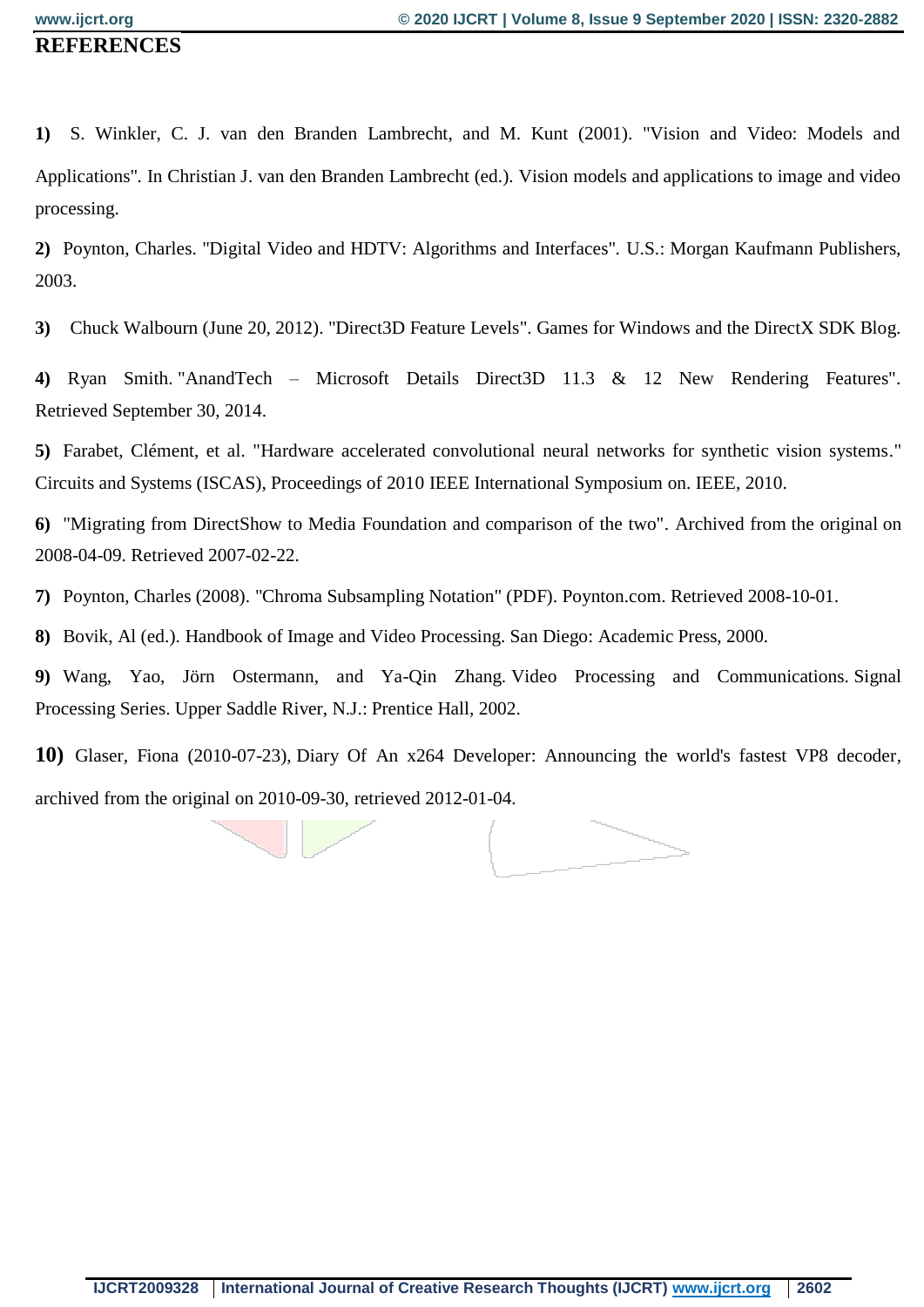# REFERENCES

1) S. Winkler, C. J. van den Branden Lambrecht, and M. Kunt (2001). "Vision and Video: Models and Applications". In Christian J. van den Branden Lambrecht (ed.). Vision models and applications to image and video processing.

2) Poynton, Charles. "Digital Video and HDTV: Algorithms and Interfaces". U.S.: Morgan Kaufmann Publishers, 2003.

3) Chuck Walbourn (June 20, 2012). "Direct3D Feature Levels". Games for Windows and the DirectX SDK Blog.

4) Ryan Smith. "AnandTech – Microsoft Details Direct3D 11.3 & 12 New Rendering Features". Retrieved September 30, 2014.

5) Farabet, Clément, et al. "Hardware accelerated convolutional neural networks for synthetic vision systems." Circuits and Systems (ISCAS), Proceedings of 2010 IEEE International Symposium on. IEEE, 2010.

6) "Migrating from DirectShow to Media Foundation and comparison of the two". Archived from the original on 2008-04-09. Retrieved 2007-02-22.

7) Poynton, Charles (2008). "Chroma Subsampling Notation" (PDF). Poynton.com. Retrieved 2008-10-01.

8) Bovik, Al (ed.). Handbook of Image and Video Processing. San Diego: Academic Press, 2000.

9) Wang, Yao, Jörn Ostermann, and Ya-Qin Zhang. Video Processing and Communications. Signal Processing Series. Upper Saddle River, N.J.: Prentice Hall, 2002.

10) Glaser, Fiona (2010-07-23), Diary Of An x264 Developer: Announcing the world's fastest VP8 decoder, archived from the original on 2010-09-30, retrieved 2012-01-04.